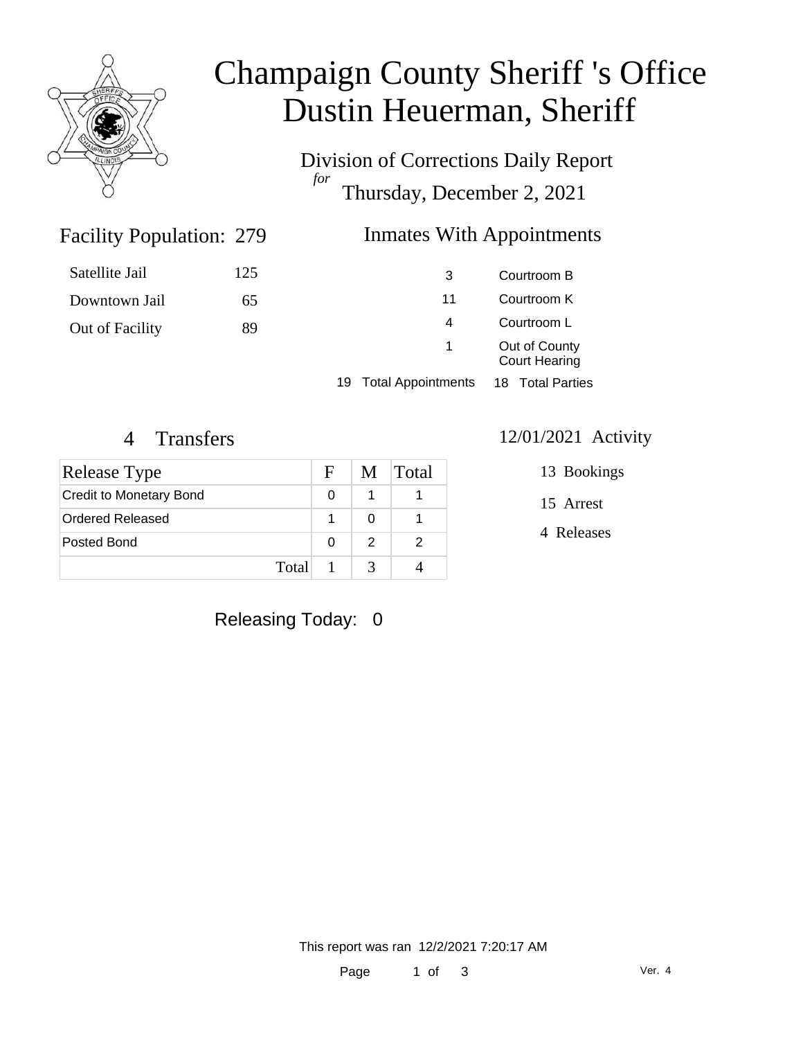# Champaign County Sheriff 's Office
# Dustin Heuerman, Sheriff

Division of Corrections Daily Report
*for*
Thursday, December 2, 2021

## Facility Population: 279

| | |
|---|---|
| Satellite Jail | 125 |
| Downtown Jail | 65 |
| Out of Facility | 89 |

## Inmates With Appointments

| | |
|---|---|
| 3 | Courtroom B |
| 11 | Courtroom K |
| 4 | Courtroom L |
| 1 | Out of County Court Hearing |

19 Total Appointments    18 Total Parties

## 4 Transfers

| Release Type | F | M | Total |
|---|---|---|---|
| Credit to Monetary Bond | 0 | 1 | 1 |
| Ordered Released | 1 | 0 | 1 |
| Posted Bond | 0 | 2 | 2 |
| Total | 1 | 3 | 4 |

## 12/01/2021 Activity

13 Bookings

15 Arrest

4 Releases

Releasing Today: 0

This report was ran 12/2/2021 7:20:17 AM

Ver. 4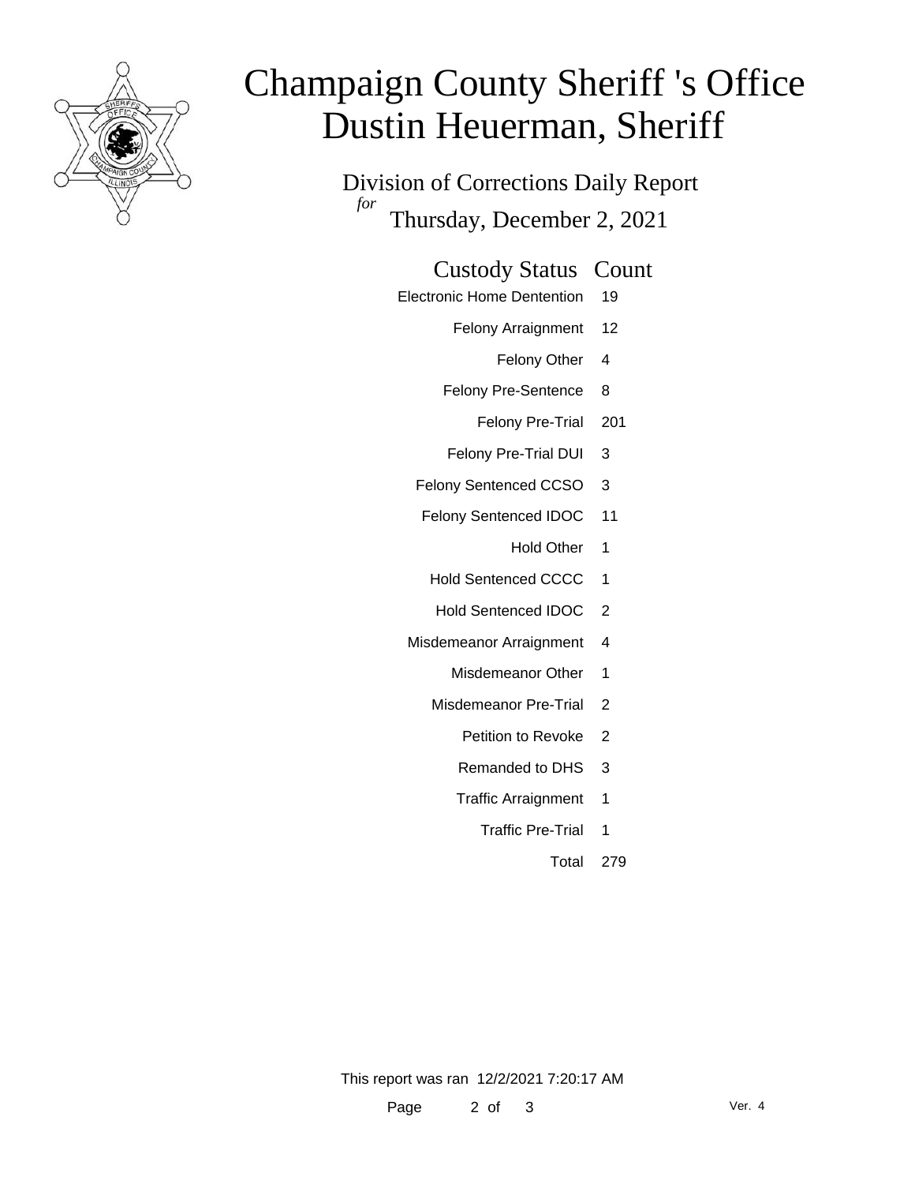# Champaign County Sheriff 's Office
# Dustin Heuerman, Sheriff

## Division of Corrections Daily Report

*for* Thursday, December 2, 2021

| Custody Status | Count |
|---|---|
| Electronic Home Dentention | 19 |
| Felony Arraignment | 12 |
| Felony Other | 4 |
| Felony Pre-Sentence | 8 |
| Felony Pre-Trial | 201 |
| Felony Pre-Trial DUI | 3 |
| Felony Sentenced CCSO | 3 |
| Felony Sentenced IDOC | 11 |
| Hold Other | 1 |
| Hold Sentenced CCCC | 1 |
| Hold Sentenced IDOC | 2 |
| Misdemeanor Arraignment | 4 |
| Misdemeanor Other | 1 |
| Misdemeanor Pre-Trial | 2 |
| Petition to Revoke | 2 |
| Remanded to DHS | 3 |
| Traffic Arraignment | 1 |
| Traffic Pre-Trial | 1 |
| Total | 279 |

This report was ran 12/2/2021 7:20:17 AM

Ver. 4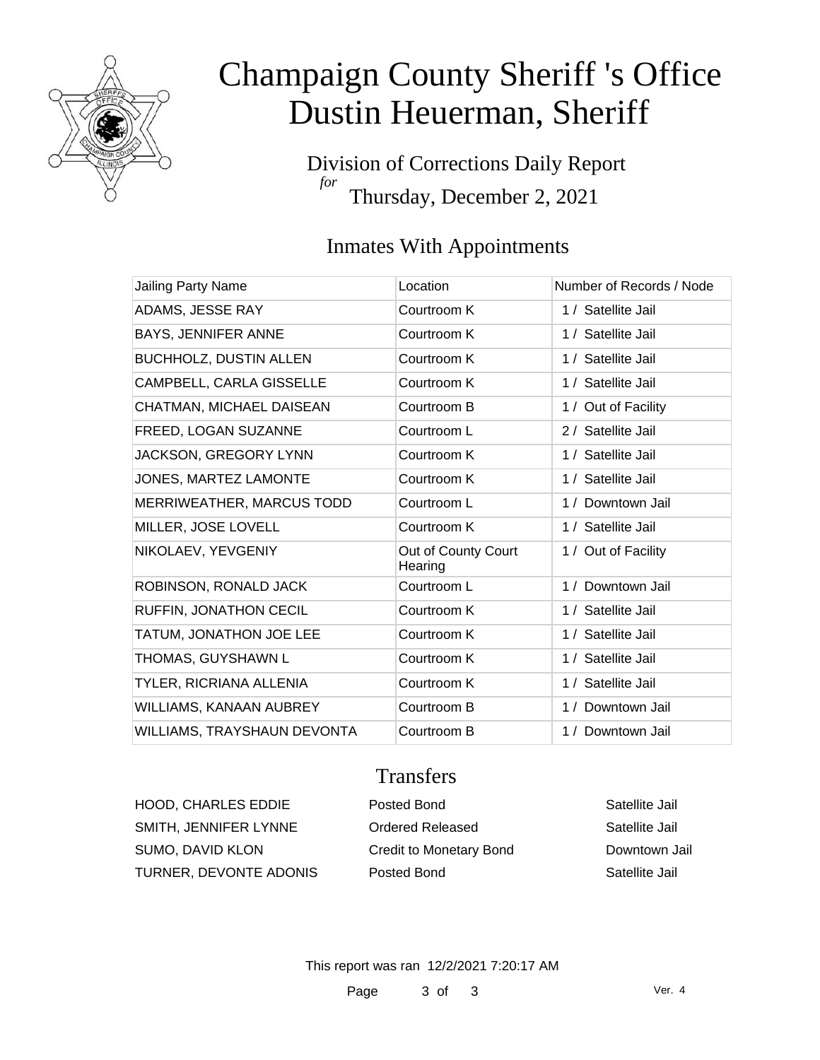# Champaign County Sheriff 's Office
# Dustin Heuerman, Sheriff

Division of Corrections Daily Report

*for*

Thursday, December 2, 2021

## Inmates With Appointments

| Jailing Party Name | Location | Number of Records / Node |
|---|---|---|
| ADAMS, JESSE RAY | Courtroom K | 1 / Satellite Jail |
| BAYS, JENNIFER ANNE | Courtroom K | 1 / Satellite Jail |
| BUCHHOLZ, DUSTIN ALLEN | Courtroom K | 1 / Satellite Jail |
| CAMPBELL, CARLA GISSELLE | Courtroom K | 1 / Satellite Jail |
| CHATMAN, MICHAEL DAISEAN | Courtroom B | 1 / Out of Facility |
| FREED, LOGAN SUZANNE | Courtroom L | 2 / Satellite Jail |
| JACKSON, GREGORY LYNN | Courtroom K | 1 / Satellite Jail |
| JONES, MARTEZ LAMONTE | Courtroom K | 1 / Satellite Jail |
| MERRIWEATHER, MARCUS TODD | Courtroom L | 1 / Downtown Jail |
| MILLER, JOSE LOVELL | Courtroom K | 1 / Satellite Jail |
| NIKOLAEV, YEVGENIY | Out of County Court Hearing | 1 / Out of Facility |
| ROBINSON, RONALD JACK | Courtroom L | 1 / Downtown Jail |
| RUFFIN, JONATHON CECIL | Courtroom K | 1 / Satellite Jail |
| TATUM, JONATHON JOE LEE | Courtroom K | 1 / Satellite Jail |
| THOMAS, GUYSHAWN L | Courtroom K | 1 / Satellite Jail |
| TYLER, RICRIANA ALLENIA | Courtroom K | 1 / Satellite Jail |
| WILLIAMS, KANAAN AUBREY | Courtroom B | 1 / Downtown Jail |
| WILLIAMS, TRAYSHAUN DEVONTA | Courtroom B | 1 / Downtown Jail |

## Transfers

| | | |
|---|---|---|
| HOOD, CHARLES EDDIE | Posted Bond | Satellite Jail |
| SMITH, JENNIFER LYNNE | Ordered Released | Satellite Jail |
| SUMO, DAVID KLON | Credit to Monetary Bond | Downtown Jail |
| TURNER, DEVONTE ADONIS | Posted Bond | Satellite Jail |

This report was ran 12/2/2021 7:20:17 AM

Ver. 4